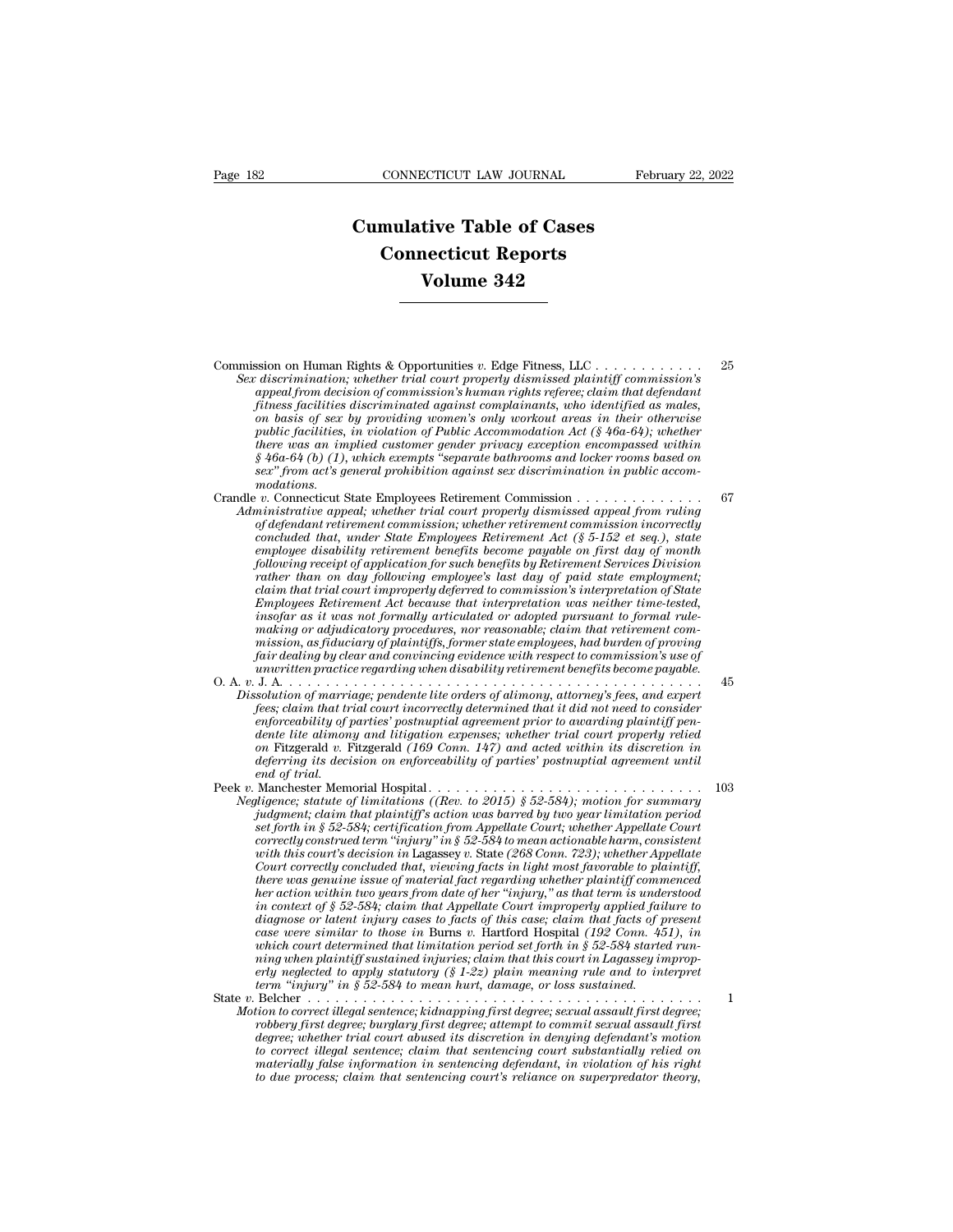# Cumulative Table of Cases Connecticut Reports Volume 342

Commission on Human Rights & Opportunities *v.* Edge Fitness, LLC . . . . . . . . . . . . 25

*Sex discrimination; whether trial court properly dismissed plaintiff commission's appeal from decision of commission's human rights referee; claim that defendant fitness facilities discriminated against complainants, who identified as males, on basis of sex by providing women's only workout areas in their otherwise public facilities, in violation of Public Accommodation Act (§ 46a-64); whether there was an implied customer gender privacy exception encompassed within § 46a-64 (b) (1), which exempts "separate bathrooms and locker rooms based on sex" from act's general prohibition against sex discrimination in public accommodations.*

Crandle *v.* Connecticut State Employees Retirement Commission . . . . . . . . . . . . . 67

*Administrative appeal; whether trial court properly dismissed appeal from ruling of defendant retirement commission; whether retirement commission incorrectly concluded that, under State Employees Retirement Act (§ 5-152 et seq.), state employee disability retirement benefits become payable on first day of month following receipt of application for such benefits by Retirement Services Division rather than on day following employee's last day of paid state employment; claim that trial court improperly deferred to commission's interpretation of State Employees Retirement Act because that interpretation was neither time-tested, insofar as it was not formally articulated or adopted pursuant to formal rule-making or adjudicatory procedures, nor reasonable; claim that retirement commission, as fiduciary of plaintiffs, former state employees, had burden of proving fair dealing by clear and convincing evidence with respect to commission's use of unwritten practice regarding when disability retirement benefits become payable.*

O. A. *v.* J. A. . . . . . . . . . . . . . . . . . . . . . . . . . . . . . . . . . . . . . . . . . . . . . . . 45

*Dissolution of marriage; pendente lite orders of alimony, attorney's fees, and expert fees; claim that trial court incorrectly determined that it did not need to consider enforceability of parties' postnuptial agreement prior to awarding plaintiff pendente lite alimony and litigation expenses; whether trial court properly relied on* Fitzgerald *v.* Fitzgerald *(169 Conn. 147) and acted within its discretion in deferring its decision on enforceability of parties' postnuptial agreement until end of trial.*

Peek *v.* Manchester Memorial Hospital . . . . . . . . . . . . . . . . . . . . . . . . . . . . . . . 103

*Negligence; statute of limitations ((Rev. to 2015) § 52-584); motion for summary judgment; claim that plaintiff's action was barred by two year limitation period set forth in § 52-584; certification from Appellate Court; whether Appellate Court correctly construed term "injury" in § 52-584 to mean actionable harm, consistent with this court's decision in* Lagassey *v.* State *(268 Conn. 723); whether Appellate Court correctly concluded that, viewing facts in light most favorable to plaintiff, there was genuine issue of material fact regarding whether plaintiff commenced her action within two years from date of her "injury," as that term is understood in context of § 52-584; claim that Appellate Court improperly applied failure to diagnose or latent injury cases to facts of this case; claim that facts of present case were similar to those in* Burns *v.* Hartford Hospital *(192 Conn. 451), in which court determined that limitation period set forth in § 52-584 started running when plaintiff sustained injuries; claim that this court in* Lagassey *improperly neglected to apply statutory (§ 1-2z) plain meaning rule and to interpret term "injury" in § 52-584 to mean hurt, damage, or loss sustained.*

State *v.* Belcher . . . . . . . . . . . . . . . . . . . . . . . . . . . . . . . . . . . . . . . . . . . . . . 1

*Motion to correct illegal sentence; kidnapping first degree; sexual assault first degree; robbery first degree; burglary first degree; attempt to commit sexual assault first degree; whether trial court abused its discretion in denying defendant's motion to correct illegal sentence; claim that sentencing court substantially relied on materially false information in sentencing defendant, in violation of his right to due process; claim that sentencing court's reliance on superpredator theory,*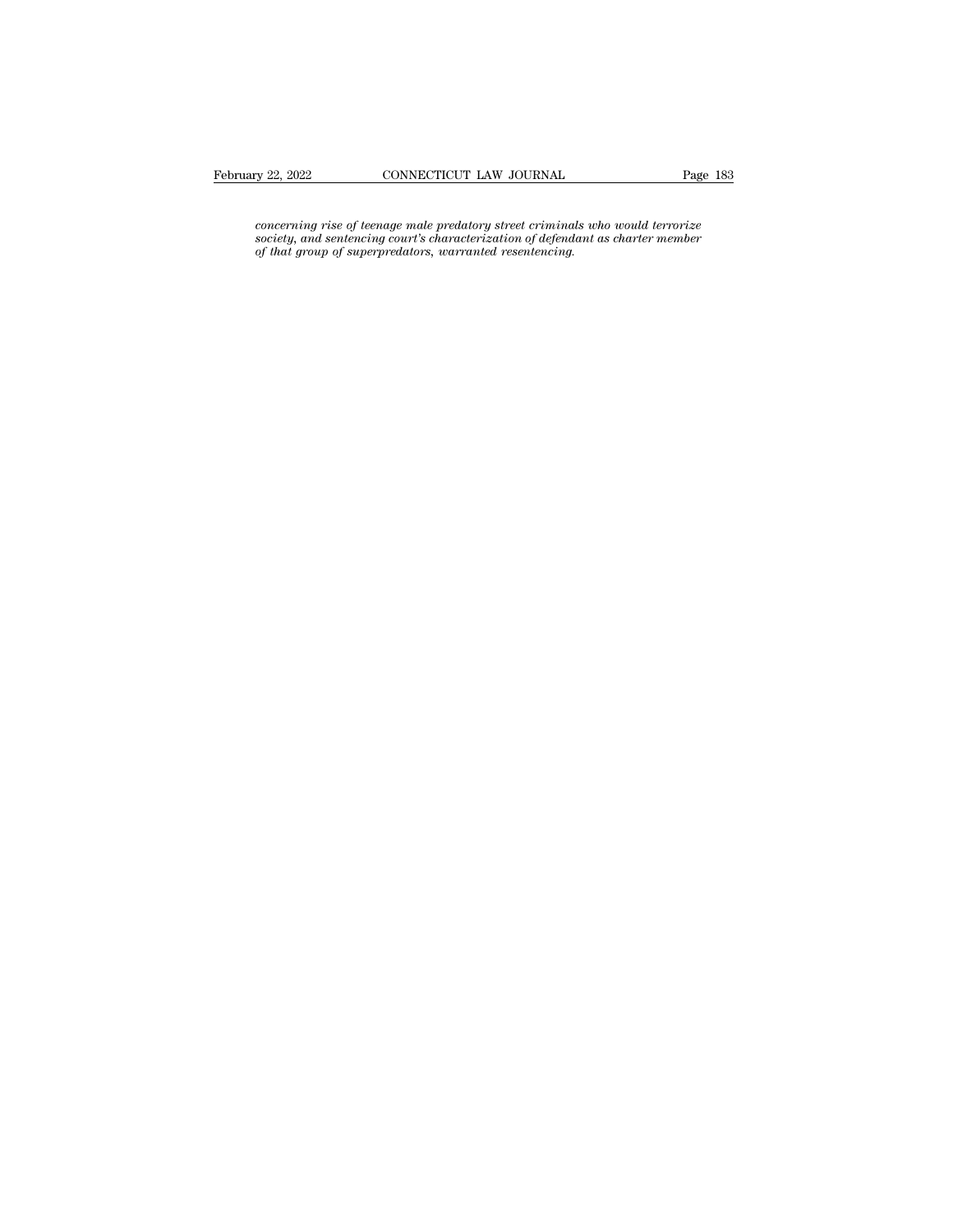*concerning rise of teenage male predatory street criminals who would terrorize society, and sentencing court's characterization of defendant as charter member of that group of superpredators, warranted resentencing.*